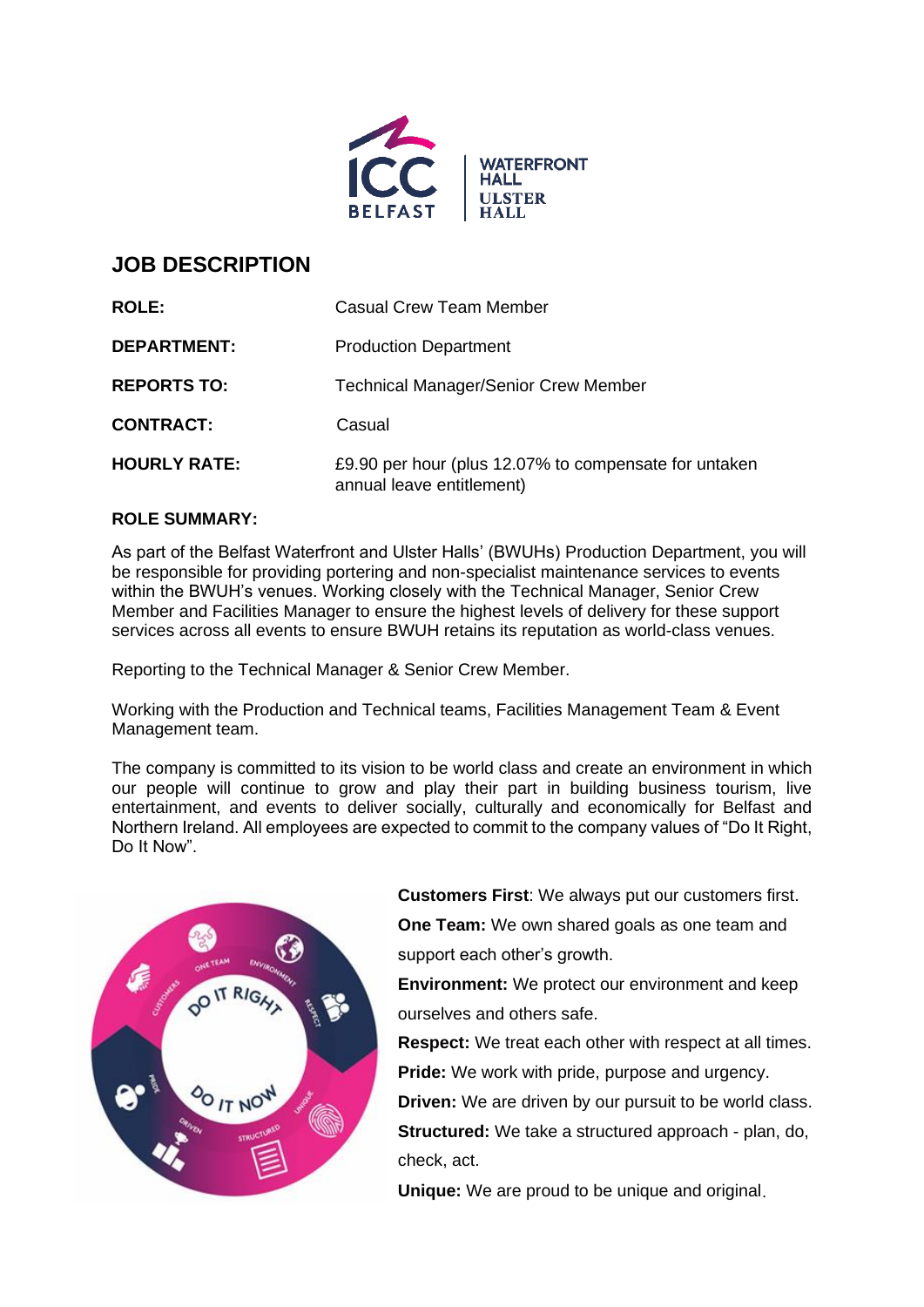# JOB DESCRIPTION

| | |
|---|---|
| **ROLE:** | Casual Crew Team Member |
| **DEPARTMENT:** | Production Department |
| **REPORTS TO:** | Technical Manager/Senior Crew Member |
| **CONTRACT:** | Casual |
| **HOURLY RATE:** | £9.90 per hour (plus 12.07% to compensate for untaken annual leave entitlement) |

**ROLE SUMMARY:**

As part of the Belfast Waterfront and Ulster Halls' (BWUHs) Production Department, you will be responsible for providing portering and non-specialist maintenance services to events within the BWUH's venues. Working closely with the Technical Manager, Senior Crew Member and Facilities Manager to ensure the highest levels of delivery for these support services across all events to ensure BWUH retains its reputation as world-class venues.

Reporting to the Technical Manager & Senior Crew Member.

Working with the Production and Technical teams, Facilities Management Team & Event Management team.

The company is committed to its vision to be world class and create an environment in which our people will continue to grow and play their part in building business tourism, live entertainment, and events to deliver socially, culturally and economically for Belfast and Northern Ireland. All employees are expected to commit to the company values of "Do It Right, Do It Now".

**Customers First**: We always put our customers first.
**One Team:** We own shared goals as one team and support each other's growth.
**Environment:** We protect our environment and keep ourselves and others safe.
**Respect:** We treat each other with respect at all times.
**Pride:** We work with pride, purpose and urgency.
**Driven:** We are driven by our pursuit to be world class.
**Structured:** We take a structured approach - plan, do, check, act.
**Unique:** We are proud to be unique and original.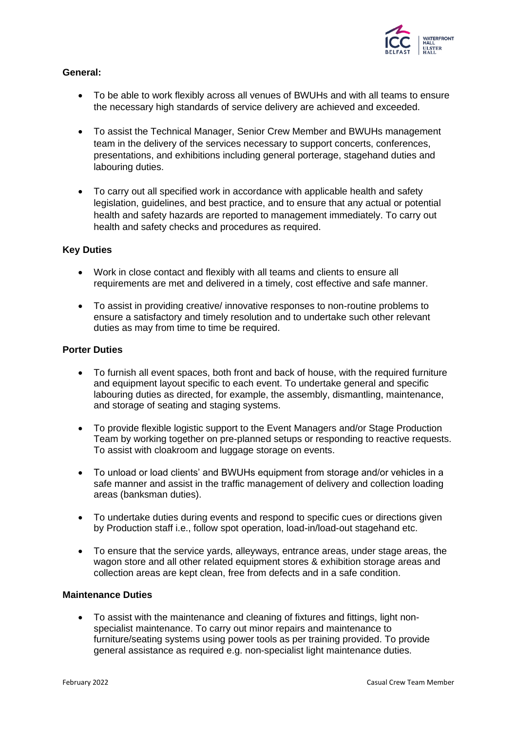**General:**

- To be able to work flexibly across all venues of BWUHs and with all teams to ensure the necessary high standards of service delivery are achieved and exceeded.
- To assist the Technical Manager, Senior Crew Member and BWUHs management team in the delivery of the services necessary to support concerts, conferences, presentations, and exhibitions including general porterage, stagehand duties and labouring duties.
- To carry out all specified work in accordance with applicable health and safety legislation, guidelines, and best practice, and to ensure that any actual or potential health and safety hazards are reported to management immediately. To carry out health and safety checks and procedures as required.

**Key Duties**

- Work in close contact and flexibly with all teams and clients to ensure all requirements are met and delivered in a timely, cost effective and safe manner.
- To assist in providing creative/ innovative responses to non-routine problems to ensure a satisfactory and timely resolution and to undertake such other relevant duties as may from time to time be required.

**Porter Duties**

- To furnish all event spaces, both front and back of house, with the required furniture and equipment layout specific to each event. To undertake general and specific labouring duties as directed, for example, the assembly, dismantling, maintenance, and storage of seating and staging systems.
- To provide flexible logistic support to the Event Managers and/or Stage Production Team by working together on pre-planned setups or responding to reactive requests. To assist with cloakroom and luggage storage on events.
- To unload or load clients' and BWUHs equipment from storage and/or vehicles in a safe manner and assist in the traffic management of delivery and collection loading areas (banksman duties).
- To undertake duties during events and respond to specific cues or directions given by Production staff i.e., follow spot operation, load-in/load-out stagehand etc.
- To ensure that the service yards, alleyways, entrance areas, under stage areas, the wagon store and all other related equipment stores & exhibition storage areas and collection areas are kept clean, free from defects and in a safe condition.

**Maintenance Duties**

- To assist with the maintenance and cleaning of fixtures and fittings, light non-specialist maintenance. To carry out minor repairs and maintenance to furniture/seating systems using power tools as per training provided. To provide general assistance as required e.g. non-specialist light maintenance duties.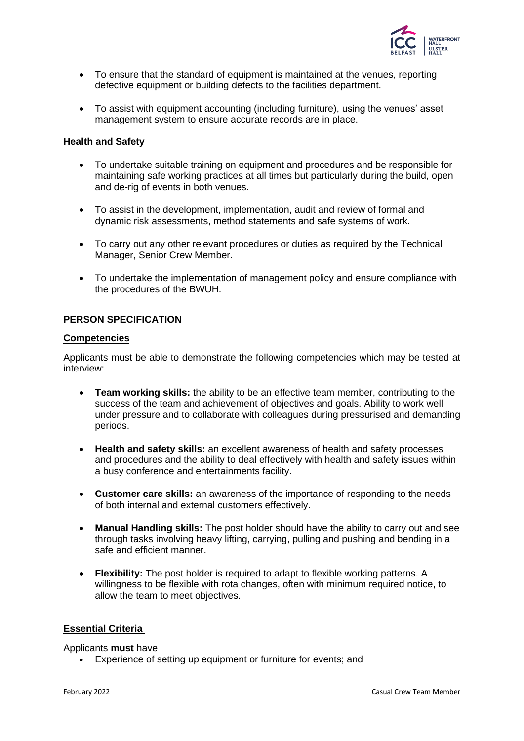- To ensure that the standard of equipment is maintained at the venues, reporting defective equipment or building defects to the facilities department.
- To assist with equipment accounting (including furniture), using the venues' asset management system to ensure accurate records are in place.

**Health and Safety**

- To undertake suitable training on equipment and procedures and be responsible for maintaining safe working practices at all times but particularly during the build, open and de-rig of events in both venues.
- To assist in the development, implementation, audit and review of formal and dynamic risk assessments, method statements and safe systems of work.
- To carry out any other relevant procedures or duties as required by the Technical Manager, Senior Crew Member.
- To undertake the implementation of management policy and ensure compliance with the procedures of the BWUH.

## PERSON SPECIFICATION

### Competencies

Applicants must be able to demonstrate the following competencies which may be tested at interview:

- **Team working skills:** the ability to be an effective team member, contributing to the success of the team and achievement of objectives and goals. Ability to work well under pressure and to collaborate with colleagues during pressurised and demanding periods.
- **Health and safety skills:** an excellent awareness of health and safety processes and procedures and the ability to deal effectively with health and safety issues within a busy conference and entertainments facility.
- **Customer care skills:** an awareness of the importance of responding to the needs of both internal and external customers effectively.
- **Manual Handling skills:** The post holder should have the ability to carry out and see through tasks involving heavy lifting, carrying, pulling and pushing and bending in a safe and efficient manner.
- **Flexibility:** The post holder is required to adapt to flexible working patterns. A willingness to be flexible with rota changes, often with minimum required notice, to allow the team to meet objectives.

### Essential Criteria

Applicants **must** have

- Experience of setting up equipment or furniture for events; and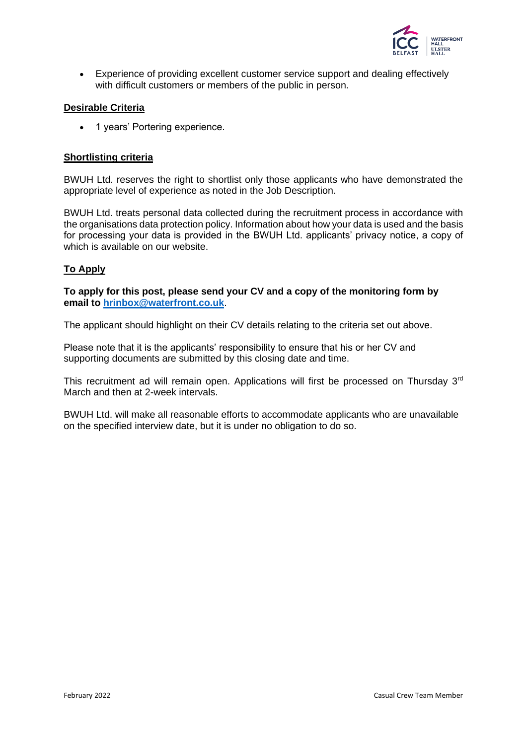- Experience of providing excellent customer service support and dealing effectively with difficult customers or members of the public in person.

**Desirable Criteria**

- 1 years' Portering experience.

**Shortlisting criteria**

BWUH Ltd. reserves the right to shortlist only those applicants who have demonstrated the appropriate level of experience as noted in the Job Description.

BWUH Ltd. treats personal data collected during the recruitment process in accordance with the organisations data protection policy. Information about how your data is used and the basis for processing your data is provided in the BWUH Ltd. applicants' privacy notice, a copy of which is available on our website.

**To Apply**

**To apply for this post, please send your CV and a copy of the monitoring form by email to [hrinbox@waterfront.co.uk](mailto:hrinbox@waterfront.co.uk).**

The applicant should highlight on their CV details relating to the criteria set out above.

Please note that it is the applicants' responsibility to ensure that his or her CV and supporting documents are submitted by this closing date and time.

This recruitment ad will remain open. Applications will first be processed on Thursday 3rd March and then at 2-week intervals.

BWUH Ltd. will make all reasonable efforts to accommodate applicants who are unavailable on the specified interview date, but it is under no obligation to do so.